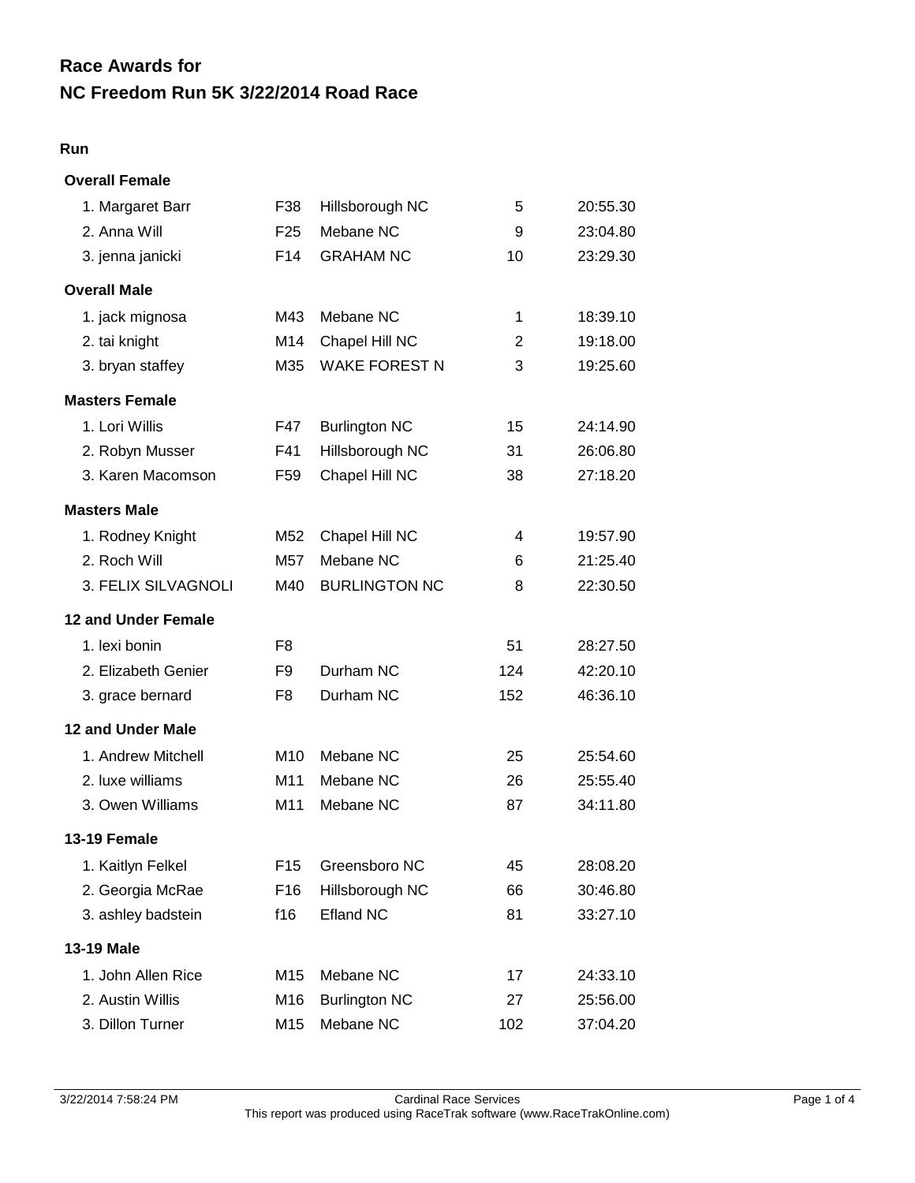# Race Awards for
# NC Freedom Run 5K 3/22/2014 Road Race

**Run**

### Overall Female

| | | | | |
|---|---|---|---|---|
| 1. Margaret Barr | F38 | Hillsborough NC | 5 | 20:55.30 |
| 2. Anna Will | F25 | Mebane NC | 9 | 23:04.80 |
| 3. jenna janicki | F14 | GRAHAM NC | 10 | 23:29.30 |

### Overall Male

| | | | | |
|---|---|---|---|---|
| 1. jack mignosa | M43 | Mebane NC | 1 | 18:39.10 |
| 2. tai knight | M14 | Chapel Hill NC | 2 | 19:18.00 |
| 3. bryan staffey | M35 | WAKE FOREST N | 3 | 19:25.60 |

### Masters Female

| | | | | |
|---|---|---|---|---|
| 1. Lori Willis | F47 | Burlington NC | 15 | 24:14.90 |
| 2. Robyn Musser | F41 | Hillsborough NC | 31 | 26:06.80 |
| 3. Karen Macomson | F59 | Chapel Hill NC | 38 | 27:18.20 |

### Masters Male

| | | | | |
|---|---|---|---|---|
| 1. Rodney Knight | M52 | Chapel Hill NC | 4 | 19:57.90 |
| 2. Roch Will | M57 | Mebane NC | 6 | 21:25.40 |
| 3. FELIX SILVAGNOLI | M40 | BURLINGTON NC | 8 | 22:30.50 |

### 12 and Under Female

| | | | | |
|---|---|---|---|---|
| 1. lexi bonin | F8 | | 51 | 28:27.50 |
| 2. Elizabeth Genier | F9 | Durham NC | 124 | 42:20.10 |
| 3. grace bernard | F8 | Durham NC | 152 | 46:36.10 |

### 12 and Under Male

| | | | | |
|---|---|---|---|---|
| 1. Andrew Mitchell | M10 | Mebane NC | 25 | 25:54.60 |
| 2. luxe williams | M11 | Mebane NC | 26 | 25:55.40 |
| 3. Owen Williams | M11 | Mebane NC | 87 | 34:11.80 |

### 13-19 Female

| | | | | |
|---|---|---|---|---|
| 1. Kaitlyn Felkel | F15 | Greensboro NC | 45 | 28:08.20 |
| 2. Georgia McRae | F16 | Hillsborough NC | 66 | 30:46.80 |
| 3. ashley badstein | f16 | Efland NC | 81 | 33:27.10 |

### 13-19 Male

| | | | | |
|---|---|---|---|---|
| 1. John Allen Rice | M15 | Mebane NC | 17 | 24:33.10 |
| 2. Austin Willis | M16 | Burlington NC | 27 | 25:56.00 |
| 3. Dillon Turner | M15 | Mebane NC | 102 | 37:04.20 |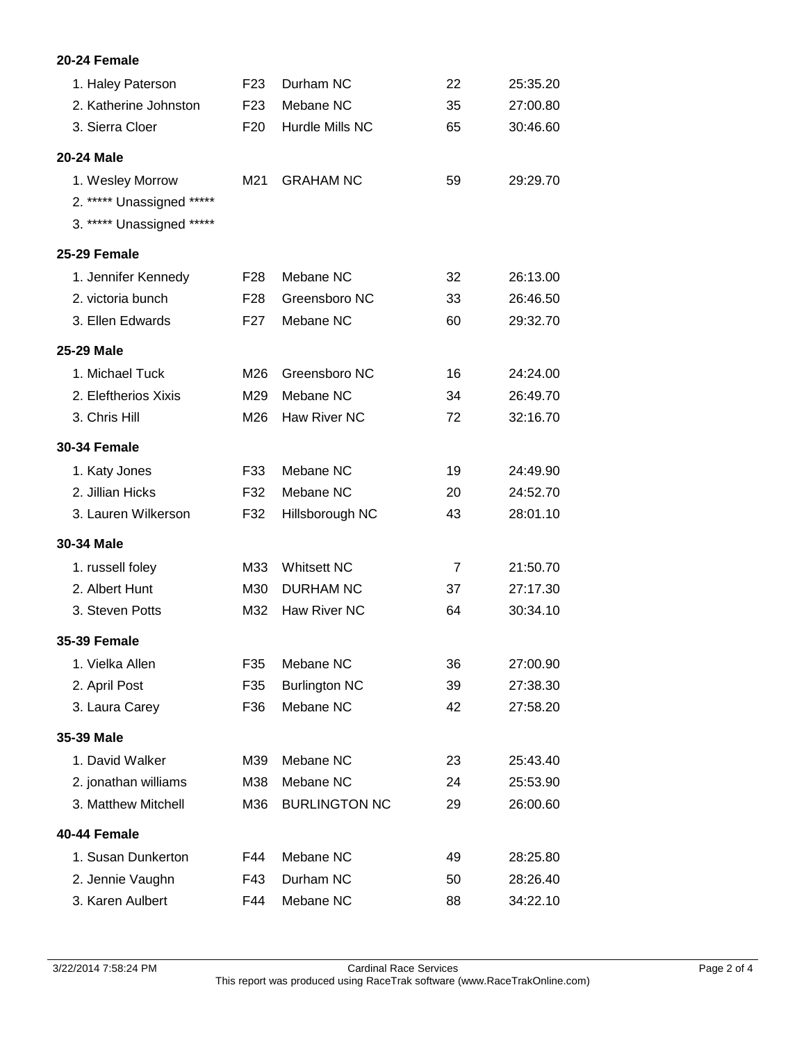### 20-24 Female

| Place | Name | Sex/Age | City | Overall | Time |
|---|---|---|---|---|---|
| 1. | Haley Paterson | F23 | Durham NC | 22 | 25:35.20 |
| 2. | Katherine Johnston | F23 | Mebane NC | 35 | 27:00.80 |
| 3. | Sierra Cloer | F20 | Hurdle Mills NC | 65 | 30:46.60 |

### 20-24 Male

| Place | Name | Sex/Age | City | Overall | Time |
|---|---|---|---|---|---|
| 1. | Wesley Morrow | M21 | GRAHAM NC | 59 | 29:29.70 |
| 2. | ***** Unassigned ***** | | | | |
| 3. | ***** Unassigned ***** | | | | |

### 25-29 Female

| Place | Name | Sex/Age | City | Overall | Time |
|---|---|---|---|---|---|
| 1. | Jennifer Kennedy | F28 | Mebane NC | 32 | 26:13.00 |
| 2. | victoria bunch | F28 | Greensboro NC | 33 | 26:46.50 |
| 3. | Ellen Edwards | F27 | Mebane NC | 60 | 29:32.70 |

### 25-29 Male

| Place | Name | Sex/Age | City | Overall | Time |
|---|---|---|---|---|---|
| 1. | Michael Tuck | M26 | Greensboro NC | 16 | 24:24.00 |
| 2. | Eleftherios Xixis | M29 | Mebane NC | 34 | 26:49.70 |
| 3. | Chris Hill | M26 | Haw River NC | 72 | 32:16.70 |

### 30-34 Female

| Place | Name | Sex/Age | City | Overall | Time |
|---|---|---|---|---|---|
| 1. | Katy Jones | F33 | Mebane NC | 19 | 24:49.90 |
| 2. | Jillian Hicks | F32 | Mebane NC | 20 | 24:52.70 |
| 3. | Lauren Wilkerson | F32 | Hillsborough NC | 43 | 28:01.10 |

### 30-34 Male

| Place | Name | Sex/Age | City | Overall | Time |
|---|---|---|---|---|---|
| 1. | russell foley | M33 | Whitsett NC | 7 | 21:50.70 |
| 2. | Albert Hunt | M30 | DURHAM NC | 37 | 27:17.30 |
| 3. | Steven Potts | M32 | Haw River NC | 64 | 30:34.10 |

### 35-39 Female

| Place | Name | Sex/Age | City | Overall | Time |
|---|---|---|---|---|---|
| 1. | Vielka Allen | F35 | Mebane NC | 36 | 27:00.90 |
| 2. | April Post | F35 | Burlington NC | 39 | 27:38.30 |
| 3. | Laura Carey | F36 | Mebane NC | 42 | 27:58.20 |

### 35-39 Male

| Place | Name | Sex/Age | City | Overall | Time |
|---|---|---|---|---|---|
| 1. | David Walker | M39 | Mebane NC | 23 | 25:43.40 |
| 2. | jonathan williams | M38 | Mebane NC | 24 | 25:53.90 |
| 3. | Matthew Mitchell | M36 | BURLINGTON NC | 29 | 26:00.60 |

### 40-44 Female

| Place | Name | Sex/Age | City | Overall | Time |
|---|---|---|---|---|---|
| 1. | Susan Dunkerton | F44 | Mebane NC | 49 | 28:25.80 |
| 2. | Jennie Vaughn | F43 | Durham NC | 50 | 28:26.40 |
| 3. | Karen Aulbert | F44 | Mebane NC | 88 | 34:22.10 |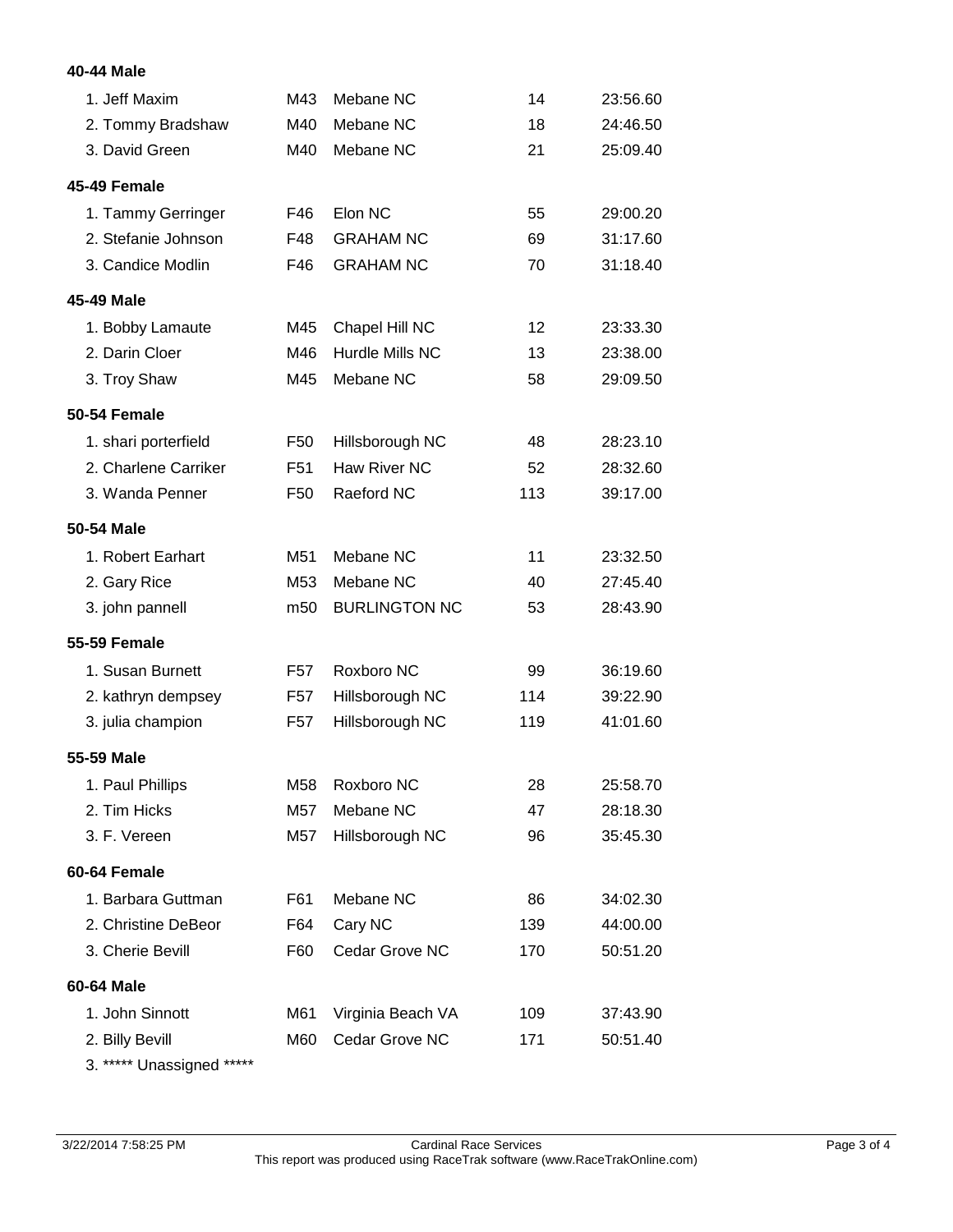**40-44 Male**

| | | | | |
|---|---|---|---|---|
| 1. Jeff Maxim | M43 | Mebane NC | 14 | 23:56.60 |
| 2. Tommy Bradshaw | M40 | Mebane NC | 18 | 24:46.50 |
| 3. David Green | M40 | Mebane NC | 21 | 25:09.40 |

**45-49 Female**

| | | | | |
|---|---|---|---|---|
| 1. Tammy Gerringer | F46 | Elon NC | 55 | 29:00.20 |
| 2. Stefanie Johnson | F48 | GRAHAM NC | 69 | 31:17.60 |
| 3. Candice Modlin | F46 | GRAHAM NC | 70 | 31:18.40 |

**45-49 Male**

| | | | | |
|---|---|---|---|---|
| 1. Bobby Lamaute | M45 | Chapel Hill NC | 12 | 23:33.30 |
| 2. Darin Cloer | M46 | Hurdle Mills NC | 13 | 23:38.00 |
| 3. Troy Shaw | M45 | Mebane NC | 58 | 29:09.50 |

**50-54 Female**

| | | | | |
|---|---|---|---|---|
| 1. shari porterfield | F50 | Hillsborough NC | 48 | 28:23.10 |
| 2. Charlene Carriker | F51 | Haw River NC | 52 | 28:32.60 |
| 3. Wanda Penner | F50 | Raeford NC | 113 | 39:17.00 |

**50-54 Male**

| | | | | |
|---|---|---|---|---|
| 1. Robert Earhart | M51 | Mebane NC | 11 | 23:32.50 |
| 2. Gary Rice | M53 | Mebane NC | 40 | 27:45.40 |
| 3. john pannell | m50 | BURLINGTON NC | 53 | 28:43.90 |

**55-59 Female**

| | | | | |
|---|---|---|---|---|
| 1. Susan Burnett | F57 | Roxboro NC | 99 | 36:19.60 |
| 2. kathryn dempsey | F57 | Hillsborough NC | 114 | 39:22.90 |
| 3. julia champion | F57 | Hillsborough NC | 119 | 41:01.60 |

**55-59 Male**

| | | | | |
|---|---|---|---|---|
| 1. Paul Phillips | M58 | Roxboro NC | 28 | 25:58.70 |
| 2. Tim Hicks | M57 | Mebane NC | 47 | 28:18.30 |
| 3. F. Vereen | M57 | Hillsborough NC | 96 | 35:45.30 |

**60-64 Female**

| | | | | |
|---|---|---|---|---|
| 1. Barbara Guttman | F61 | Mebane NC | 86 | 34:02.30 |
| 2. Christine DeBeor | F64 | Cary NC | 139 | 44:00.00 |
| 3. Cherie Bevill | F60 | Cedar Grove NC | 170 | 50:51.20 |

**60-64 Male**

| | | | | |
|---|---|---|---|---|
| 1. John Sinnott | M61 | Virginia Beach VA | 109 | 37:43.90 |
| 2. Billy Bevill | M60 | Cedar Grove NC | 171 | 50:51.40 |
| 3. ***** Unassigned ***** | | | | |

3/22/2014 7:58:25 PM — Cardinal Race Services — This report was produced using RaceTrak software (www.RaceTrakOnline.com)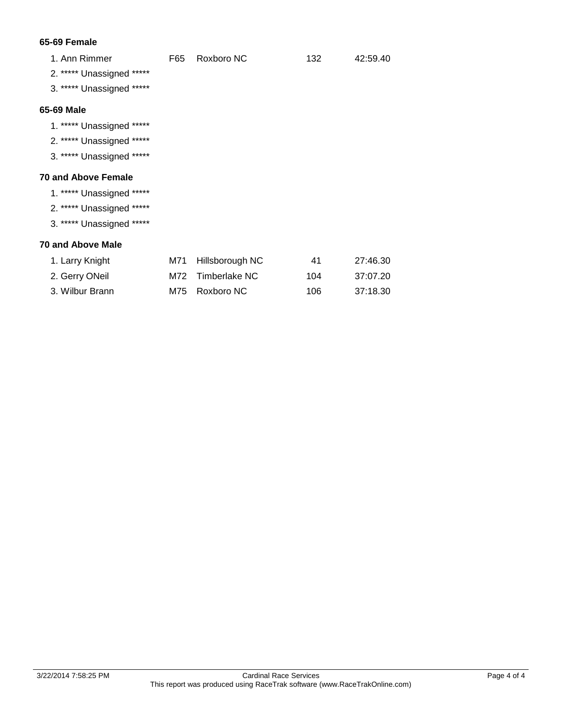### 65-69 Female

| | | | | |
|---|---|---|---|---|
| 1. Ann Rimmer | F65 | Roxboro NC | 132 | 42:59.40 |
| 2. ***** Unassigned ***** | | | | |
| 3. ***** Unassigned ***** | | | | |

### 65-69 Male

| | | | | |
|---|---|---|---|---|
| 1. ***** Unassigned ***** | | | | |
| 2. ***** Unassigned ***** | | | | |
| 3. ***** Unassigned ***** | | | | |

### 70 and Above Female

| | | | | |
|---|---|---|---|---|
| 1. ***** Unassigned ***** | | | | |
| 2. ***** Unassigned ***** | | | | |
| 3. ***** Unassigned ***** | | | | |

### 70 and Above Male

| | | | | |
|---|---|---|---|---|
| 1. Larry Knight | M71 | Hillsborough NC | 41 | 27:46.30 |
| 2. Gerry ONeil | M72 | Timberlake NC | 104 | 37:07.20 |
| 3. Wilbur Brann | M75 | Roxboro NC | 106 | 37:18.30 |